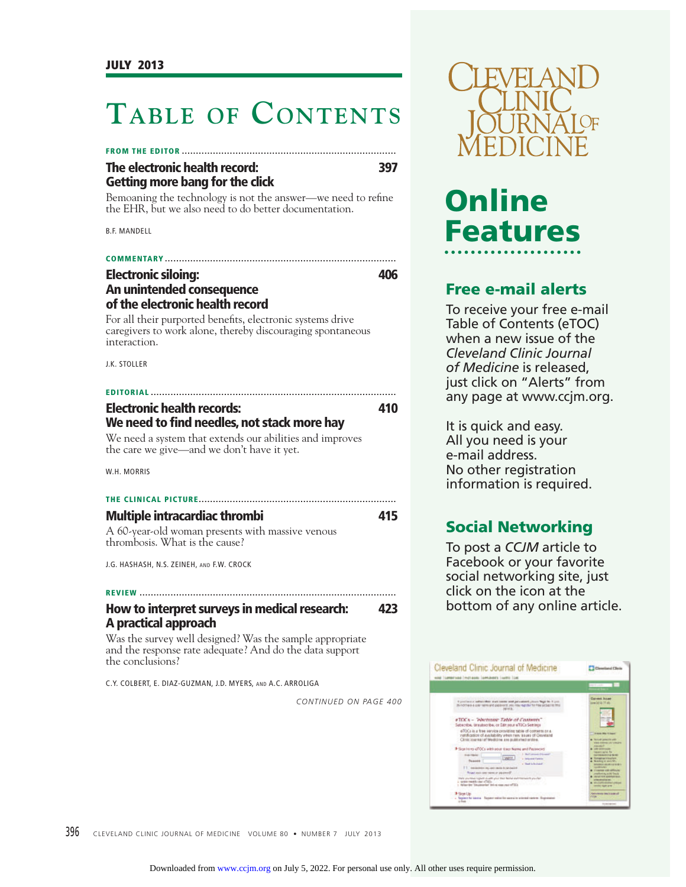JULY 2013

# Table of Contents

**FROM THE EDITOR**

## The electronic health record: Getting more bang for the click — 397

Bemoaning the technology is not the answer—we need to refine the EHR, but we also need to do better documentation.

B.F. MANDELL

**COMMENTARY**

## Electronic siloing: An unintended consequence of the electronic health record — 406

For all their purported benefits, electronic systems drive caregivers to work alone, thereby discouraging spontaneous interaction.

J.K. STOLLER

**EDITORIAL**

## Electronic health records: We need to find needles, not stack more hay — 410

We need a system that extends our abilities and improves the care we give—and we don't have it yet.

W.H. MORRIS

**THE CLINICAL PICTURE**

## Multiple intracardiac thrombi — 415

A 60-year-old woman presents with massive venous thrombosis. What is the cause?

J.G. HASHASH, N.S. ZEINEH, AND F.W. CROCK

**REVIEW**

## How to interpret surveys in medical research: A practical approach — 423

Was the survey well designed? Was the sample appropriate and the response rate adequate? And do the data support the conclusions?

C.Y. COLBERT, E. DIAZ-GUZMAN, J.D. MYERS, AND A.C. ARROLIGA

*CONTINUED ON PAGE 400*

Cleveland Clinic Journal of Medicine

# Online Features

## Free e-mail alerts

To receive your free e-mail Table of Contents (eTOC) when a new issue of the *Cleveland Clinic Journal of Medicine* is released, just click on "Alerts" from any page at www.ccjm.org.

It is quick and easy. All you need is your e-mail address. No other registration information is required.

## Social Networking

To post a *CCJM* article to Facebook or your favorite social networking site, just click on the icon at the bottom of any online article.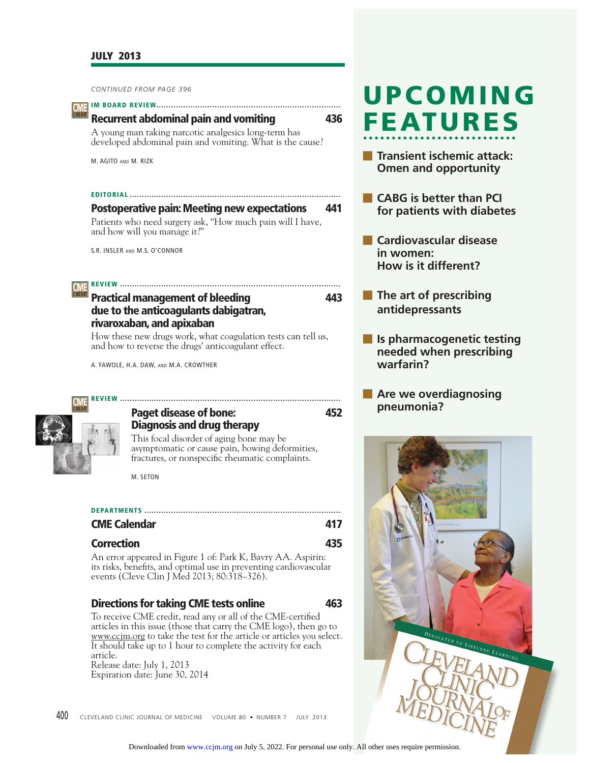## JULY 2013

*CONTINUED FROM PAGE 396*

**IM BOARD REVIEW**

### Recurrent abdominal pain and vomiting — 436

A young man taking narcotic analgesics long-term has developed abdominal pain and vomiting. What is the cause?

M. AGITO AND M. RIZK

**EDITORIAL**

### Postoperative pain: Meeting new expectations — 441

Patients who need surgery ask, "How much pain will I have, and how will you manage it?"

S.R. INSLER AND M.S. O'CONNOR

**REVIEW**

### Practical management of bleeding due to the anticoagulants dabigatran, rivaroxaban, and apixaban — 443

How these new drugs work, what coagulation tests can tell us, and how to reverse the drugs' anticoagulant effect.

A. FAWOLE, H.A. DAW, AND M.A. CROWTHER

**REVIEW**

### Paget disease of bone: Diagnosis and drug therapy — 452

This focal disorder of aging bone may be asymptomatic or cause pain, bowing deformities, fractures, or nonspecific rheumatic complaints.

M. SETON

**DEPARTMENTS**

### CME Calendar — 417

### Correction — 435

An error appeared in Figure 1 of: Park K, Bavry AA. Aspirin: its risks, benefits, and optimal use in preventing cardiovascular events (Cleve Clin J Med 2013; 80:318–326).

### Directions for taking CME tests online — 463

To receive CME credit, read any or all of the CME-certified articles in this issue (those that carry the CME logo), then go to www.ccjm.org to take the test for the article or articles you select. It should take up to 1 hour to complete the activity for each article.
Release date: July 1, 2013
Expiration date: June 30, 2014

# UPCOMING FEATURES

- Transient ischemic attack: Omen and opportunity
- CABG is better than PCI for patients with diabetes
- Cardiovascular disease in women: How is it different?
- The art of prescribing antidepressants
- Is pharmacogenetic testing needed when prescribing warfarin?
- Are we overdiagnosing pneumonia?